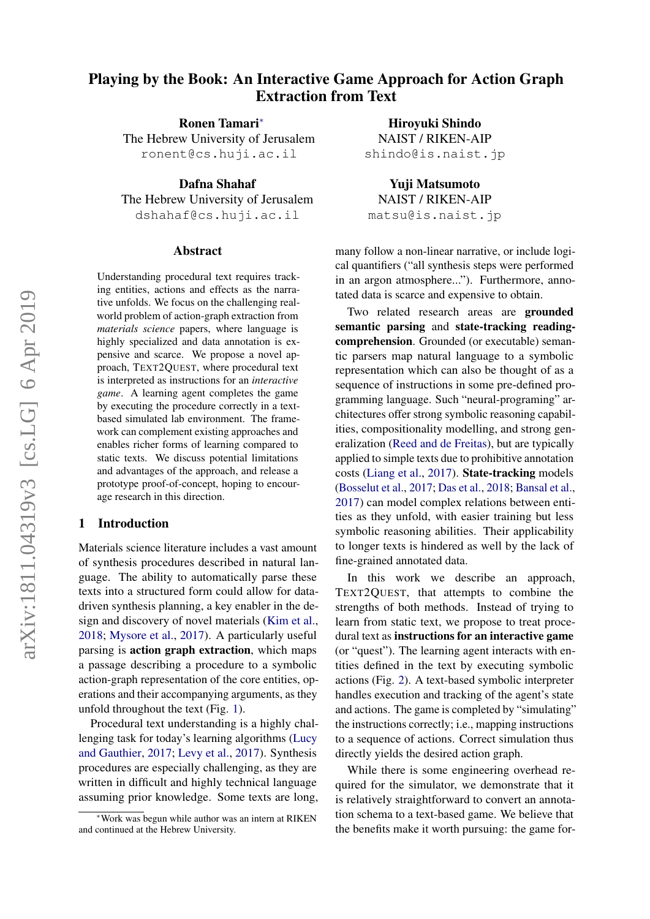# Playing by the Book: An Interactive Game Approach for Action Graph Extraction from Text

**Ronen Tamari***
The Hebrew University of Jerusalem
ronent@cs.huji.ac.il

**Hiroyuki Shindo**
NAIST / RIKEN-AIP
shindo@is.naist.jp

**Dafna Shahaf**
The Hebrew University of Jerusalem
dshahaf@cs.huji.ac.il

**Yuji Matsumoto**
NAIST / RIKEN-AIP
matsu@is.naist.jp

## Abstract

Understanding procedural text requires tracking entities, actions and effects as the narrative unfolds. We focus on the challenging real-world problem of action-graph extraction from *materials science* papers, where language is highly specialized and data annotation is expensive and scarce. We propose a novel approach, TEXT2QUEST, where procedural text is interpreted as instructions for an *interactive game*. A learning agent completes the game by executing the procedure correctly in a text-based simulated lab environment. The framework can complement existing approaches and enables richer forms of learning compared to static texts. We discuss potential limitations and advantages of the approach, and release a prototype proof-of-concept, hoping to encourage research in this direction.

## 1 Introduction

Materials science literature includes a vast amount of synthesis procedures described in natural language. The ability to automatically parse these texts into a structured form could allow for data-driven synthesis planning, a key enabler in the design and discovery of novel materials (Kim et al., 2018; Mysore et al., 2017). A particularly useful parsing is **action graph extraction**, which maps a passage describing a procedure to a symbolic action-graph representation of the core entities, operations and their accompanying arguments, as they unfold throughout the text (Fig. 1).

Procedural text understanding is a highly challenging task for today's learning algorithms (Lucy and Gauthier, 2017; Levy et al., 2017). Synthesis procedures are especially challenging, as they are written in difficult and highly technical language assuming prior knowledge. Some texts are long, many follow a non-linear narrative, or include logical quantifiers ("all synthesis steps were performed in an argon atmosphere..."). Furthermore, annotated data is scarce and expensive to obtain.

Two related research areas are **grounded semantic parsing** and **state-tracking reading-comprehension**. Grounded (or executable) semantic parsers map natural language to a symbolic representation which can also be thought of as a sequence of instructions in some pre-defined programming language. Such "neural-programing" architectures offer strong symbolic reasoning capabilities, compositionality modelling, and strong generalization (Reed and de Freitas), but are typically applied to simple texts due to prohibitive annotation costs (Liang et al., 2017). **State-tracking** models (Bosselut et al., 2017; Das et al., 2018; Bansal et al., 2017) can model complex relations between entities as they unfold, with easier training but less symbolic reasoning abilities. Their applicability to longer texts is hindered as well by the lack of fine-grained annotated data.

In this work we describe an approach, TEXT2QUEST, that attempts to combine the strengths of both methods. Instead of trying to learn from static text, we propose to treat procedural text as **instructions for an interactive game** (or "quest"). The learning agent interacts with entities defined in the text by executing symbolic actions (Fig. 2). A text-based symbolic interpreter handles execution and tracking of the agent's state and actions. The game is completed by "simulating" the instructions correctly; i.e., mapping instructions to a sequence of actions. Correct simulation thus directly yields the desired action graph.

While there is some engineering overhead required for the simulator, we demonstrate that it is relatively straightforward to convert an annotation schema to a text-based game. We believe that the benefits make it worth pursuing: the game for-

*Work was begun while author was an intern at RIKEN and continued at the Hebrew University.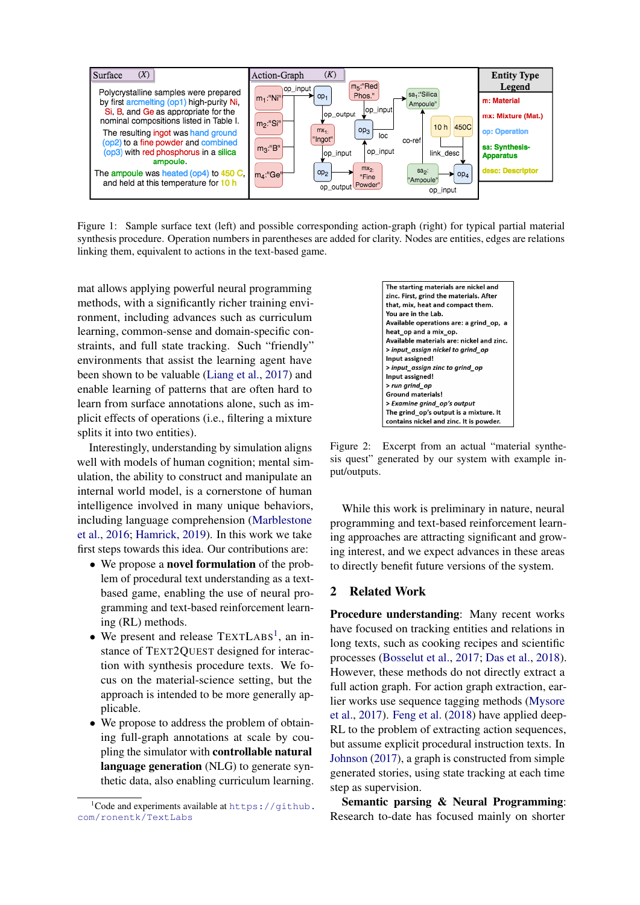| Surface (X) | Action-Graph (K) | Entity Type Legend |
|---|---|---|
| Polycrystalline samples were prepared by first arcmelting (op1) high-purity Ni, Si, B, and Ge as appropriate for the nominal compositions listed in Table I. The resulting ingot was hand ground (op2) to a fine powder and combined (op3) with red phosphorus in a silica ampoule. The ampoule was heated (op4) to 450 C, and held at this temperature for 10 h | | m: Material; mx: Mixture (Mat.); op: Operation; sa: Synthesis-Apparatus; desc: Descriptor |

Figure 1: Sample surface text (left) and possible corresponding action-graph (right) for typical partial material synthesis procedure. Operation numbers in parentheses are added for clarity. Nodes are entities, edges are relations linking them, equivalent to actions in the text-based game.

mat allows applying powerful neural programming methods, with a significantly richer training environment, including advances such as curriculum learning, common-sense and domain-specific constraints, and full state tracking. Such "friendly" environments that assist the learning agent have been shown to be valuable (Liang et al., 2017) and enable learning of patterns that are often hard to learn from surface annotations alone, such as implicit effects of operations (i.e., filtering a mixture splits it into two entities).

Interestingly, understanding by simulation aligns well with models of human cognition; mental simulation, the ability to construct and manipulate an internal world model, is a cornerstone of human intelligence involved in many unique behaviors, including language comprehension (Marblestone et al., 2016; Hamrick, 2019). In this work we take first steps towards this idea. Our contributions are:

- We propose a **novel formulation** of the problem of procedural text understanding as a text-based game, enabling the use of neural programming and text-based reinforcement learning (RL) methods.
- We present and release TEXTLABS[1], an instance of TEXT2QUEST designed for interaction with synthesis procedure texts. We focus on the material-science setting, but the approach is intended to be more generally applicable.
- We propose to address the problem of obtaining full-graph annotations at scale by coupling the simulator with **controllable natural language generation** (NLG) to generate synthetic data, also enabling curriculum learning.

[1]Code and experiments available at https://github.com/ronentk/TextLabs

```
The starting materials are nickel and
zinc. First, grind the materials. After
that, mix, heat and compact them.
You are in the Lab.
Available operations are: a grind_op, a
heat_op and a mix_op.
Available materials are: nickel and zinc.
> input_assign nickel to grind_op
Input assigned!
> input_assign zinc to grind_op
Input assigned!
> run grind_op
Ground materials!
> Examine grind_op's output
The grind_op's output is a mixture. It
contains nickel and zinc. It is powder.
```

Figure 2: Excerpt from an actual "material synthesis quest" generated by our system with example input/outputs.

While this work is preliminary in nature, neural programming and text-based reinforcement learning approaches are attracting significant and growing interest, and we expect advances in these areas to directly benefit future versions of the system.

## 2 Related Work

**Procedure understanding**: Many recent works have focused on tracking entities and relations in long texts, such as cooking recipes and scientific processes (Bosselut et al., 2017; Das et al., 2018). However, these methods do not directly extract a full action graph. For action graph extraction, earlier works use sequence tagging methods (Mysore et al., 2017). Feng et al. (2018) have applied deep-RL to the problem of extracting action sequences, but assume explicit procedural instruction texts. In Johnson (2017), a graph is constructed from simple generated stories, using state tracking at each time step as supervision.

**Semantic parsing & Neural Programming**: Research to-date has focused mainly on shorter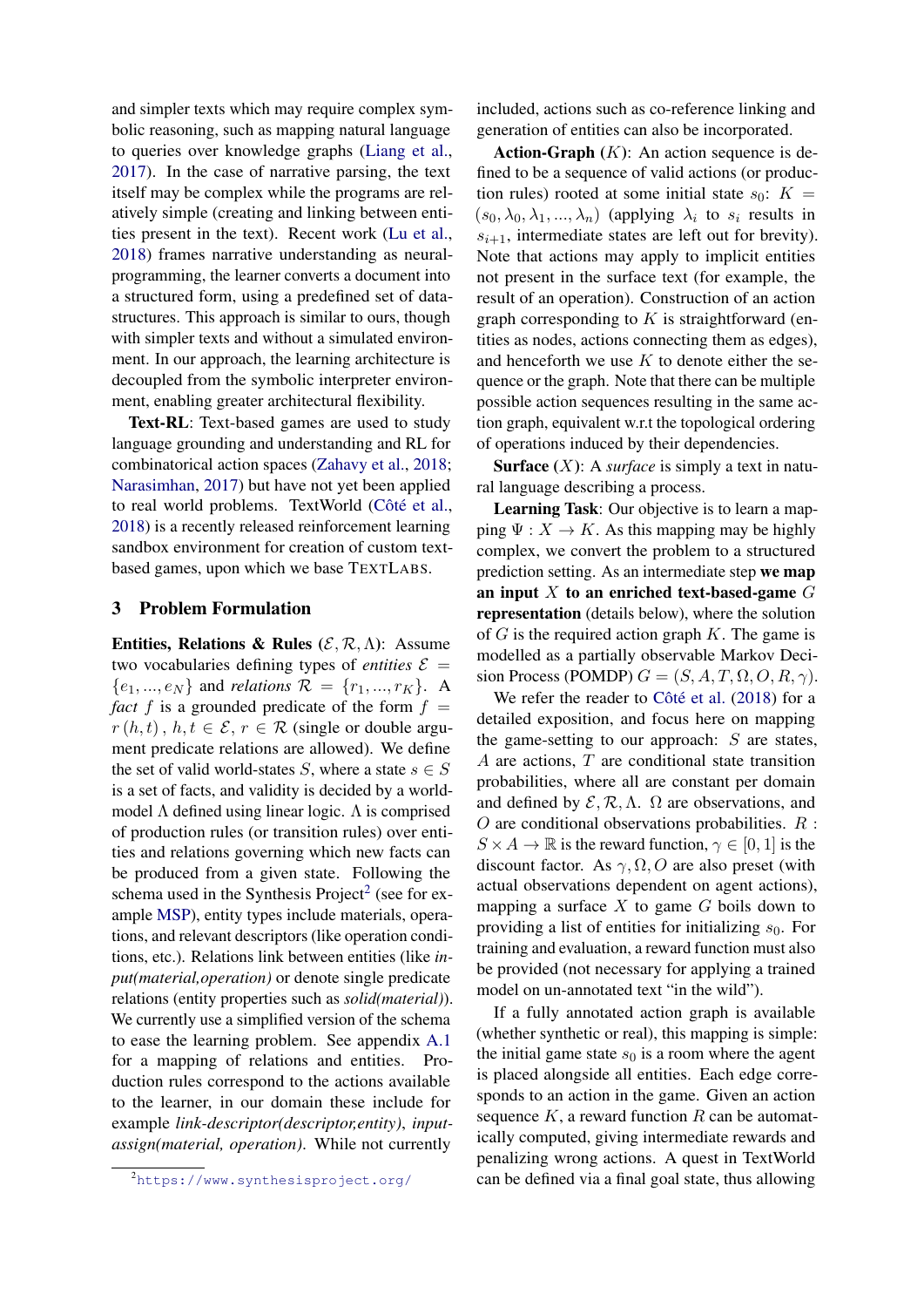and simpler texts which may require complex symbolic reasoning, such as mapping natural language to queries over knowledge graphs (Liang et al., 2017). In the case of narrative parsing, the text itself may be complex while the programs are relatively simple (creating and linking between entities present in the text). Recent work (Lu et al., 2018) frames narrative understanding as neural-programming, the learner converts a document into a structured form, using a predefined set of data-structures. This approach is similar to ours, though with simpler texts and without a simulated environment. In our approach, the learning architecture is decoupled from the symbolic interpreter environment, enabling greater architectural flexibility.

**Text-RL**: Text-based games are used to study language grounding and understanding and RL for combinatorical action spaces (Zahavy et al., 2018; Narasimhan, 2017) but have not yet been applied to real world problems. TextWorld (Côté et al., 2018) is a recently released reinforcement learning sandbox environment for creation of custom text-based games, upon which we base TEXTLABS.

## 3 Problem Formulation

**Entities, Relations & Rules** ($\mathcal{E}, \mathcal{R}, \Lambda$): Assume two vocabularies defining types of *entities* $\mathcal{E} = \{e_1, ..., e_N\}$ and *relations* $\mathcal{R} = \{r_1, ..., r_K\}$. A *fact* $f$ is a grounded predicate of the form $f = r\,(h, t)\,,\ h, t \in \mathcal{E},\ r \in \mathcal{R}$ (single or double argument predicate relations are allowed). We define the set of valid world-states $S$, where a state $s \in S$ is a set of facts, and validity is decided by a world-model $\Lambda$ defined using linear logic. $\Lambda$ is comprised of production rules (or transition rules) over entities and relations governing which new facts can be produced from a given state. Following the schema used in the Synthesis Project[2] (see for example MSP), entity types include materials, operations, and relevant descriptors (like operation conditions, etc.). Relations link between entities (like *input(material,operation)* or denote single predicate relations (entity properties such as *solid(material)*). We currently use a simplified version of the schema to ease the learning problem. See appendix A.1 for a mapping of relations and entities. Production rules correspond to the actions available to the learner, in our domain these include for example *link-descriptor(descriptor,entity)*, *input-assign(material, operation)*. While not currently included, actions such as co-reference linking and generation of entities can also be incorporated.

**Action-Graph** ($K$): An action sequence is defined to be a sequence of valid actions (or production rules) rooted at some initial state $s_0$: $K = (s_0, \lambda_0, \lambda_1, ..., \lambda_n)$ (applying $\lambda_i$ to $s_i$ results in $s_{i+1}$, intermediate states are left out for brevity). Note that actions may apply to implicit entities not present in the surface text (for example, the result of an operation). Construction of an action graph corresponding to $K$ is straightforward (entities as nodes, actions connecting them as edges), and henceforth we use $K$ to denote either the sequence or the graph. Note that there can be multiple possible action sequences resulting in the same action graph, equivalent w.r.t the topological ordering of operations induced by their dependencies.

**Surface** ($X$): A *surface* is simply a text in natural language describing a process.

**Learning Task**: Our objective is to learn a mapping $\Psi : X \to K$. As this mapping may be highly complex, we convert the problem to a structured prediction setting. As an intermediate step **we map an input $X$ to an enriched text-based-game $G$ representation** (details below), where the solution of $G$ is the required action graph $K$. The game is modelled as a partially observable Markov Decision Process (POMDP) $G = (S, A, T, \Omega, O, R, \gamma)$.

We refer the reader to Côté et al. (2018) for a detailed exposition, and focus here on mapping the game-setting to our approach: $S$ are states, $A$ are actions, $T$ are conditional state transition probabilities, where all are constant per domain and defined by $\mathcal{E}, \mathcal{R}, \Lambda$. $\Omega$ are observations, and $O$ are conditional observations probabilities. $R : S \times A \to \mathbb{R}$ is the reward function, $\gamma \in [0, 1]$ is the discount factor. As $\gamma, \Omega, O$ are also preset (with actual observations dependent on agent actions), mapping a surface $X$ to game $G$ boils down to providing a list of entities for initializing $s_0$. For training and evaluation, a reward function must also be provided (not necessary for applying a trained model on un-annotated text "in the wild").

If a fully annotated action graph is available (whether synthetic or real), this mapping is simple: the initial game state $s_0$ is a room where the agent is placed alongside all entities. Each edge corresponds to an action in the game. Given an action sequence $K$, a reward function $R$ can be automatically computed, giving intermediate rewards and penalizing wrong actions. A quest in TextWorld can be defined via a final goal state, thus allowing

[2] https://www.synthesisproject.org/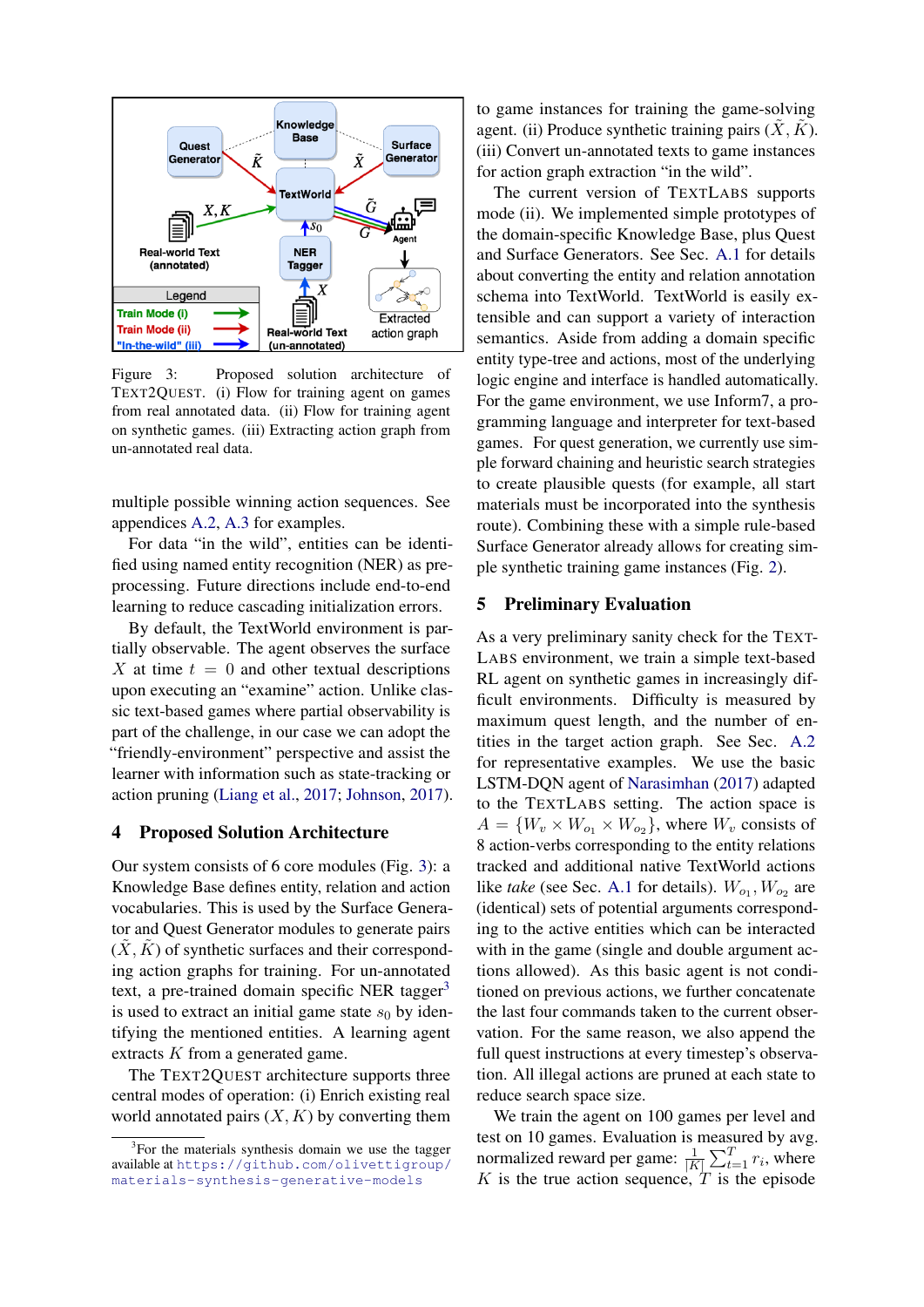Figure 3: Proposed solution architecture of TEXT2QUEST. (i) Flow for training agent on games from real annotated data. (ii) Flow for training agent on synthetic games. (iii) Extracting action graph from un-annotated real data.

multiple possible winning action sequences. See appendices A.2, A.3 for examples.

For data "in the wild", entities can be identified using named entity recognition (NER) as preprocessing. Future directions include end-to-end learning to reduce cascading initialization errors.

By default, the TextWorld environment is partially observable. The agent observes the surface $X$ at time $t = 0$ and other textual descriptions upon executing an "examine" action. Unlike classic text-based games where partial observability is part of the challenge, in our case we can adopt the "friendly-environment" perspective and assist the learner with information such as state-tracking or action pruning (Liang et al., 2017; Johnson, 2017).

## 4 Proposed Solution Architecture

Our system consists of 6 core modules (Fig. 3): a Knowledge Base defines entity, relation and action vocabularies. This is used by the Surface Generator and Quest Generator modules to generate pairs $(\tilde{X}, \tilde{K})$ of synthetic surfaces and their corresponding action graphs for training. For un-annotated text, a pre-trained domain specific NER tagger[3] is used to extract an initial game state $s_0$ by identifying the mentioned entities. A learning agent extracts $K$ from a generated game.

The TEXT2QUEST architecture supports three central modes of operation: (i) Enrich existing real world annotated pairs $(X, K)$ by converting them to game instances for training the game-solving agent. (ii) Produce synthetic training pairs $(\tilde{X}, \tilde{K})$. (iii) Convert un-annotated texts to game instances for action graph extraction "in the wild".

The current version of TEXTLABS supports mode (ii). We implemented simple prototypes of the domain-specific Knowledge Base, plus Quest and Surface Generators. See Sec. A.1 for details about converting the entity and relation annotation schema into TextWorld. TextWorld is easily extensible and can support a variety of interaction semantics. Aside from adding a domain specific entity type-tree and actions, most of the underlying logic engine and interface is handled automatically. For the game environment, we use Inform7, a programming language and interpreter for text-based games. For quest generation, we currently use simple forward chaining and heuristic search strategies to create plausible quests (for example, all start materials must be incorporated into the synthesis route). Combining these with a simple rule-based Surface Generator already allows for creating simple synthetic training game instances (Fig. 2).

## 5 Preliminary Evaluation

As a very preliminary sanity check for the TEXTLABS environment, we train a simple text-based RL agent on synthetic games in increasingly difficult environments. Difficulty is measured by maximum quest length, and the number of entities in the target action graph. See Sec. A.2 for representative examples. We use the basic LSTM-DQN agent of Narasimhan (2017) adapted to the TEXTLABS setting. The action space is $A = \{W_v \times W_{o_1} \times W_{o_2}\}$, where $W_v$ consists of 8 action-verbs corresponding to the entity relations tracked and additional native TextWorld actions like *take* (see Sec. A.1 for details). $W_{o_1}, W_{o_2}$ are (identical) sets of potential arguments corresponding to the active entities which can be interacted with in the game (single and double argument actions allowed). As this basic agent is not conditioned on previous actions, we further concatenate the last four commands taken to the current observation. For the same reason, we also append the full quest instructions at every timestep's observation. All illegal actions are pruned at each state to reduce search space size.

We train the agent on 100 games per level and test on 10 games. Evaluation is measured by avg. normalized reward per game: $\frac{1}{|K|}\sum_{t=1}^{T} r_i$, where $K$ is the true action sequence, $T$ is the episode

[3] For the materials synthesis domain we use the tagger available at https://github.com/olivettigroup/materials-synthesis-generative-models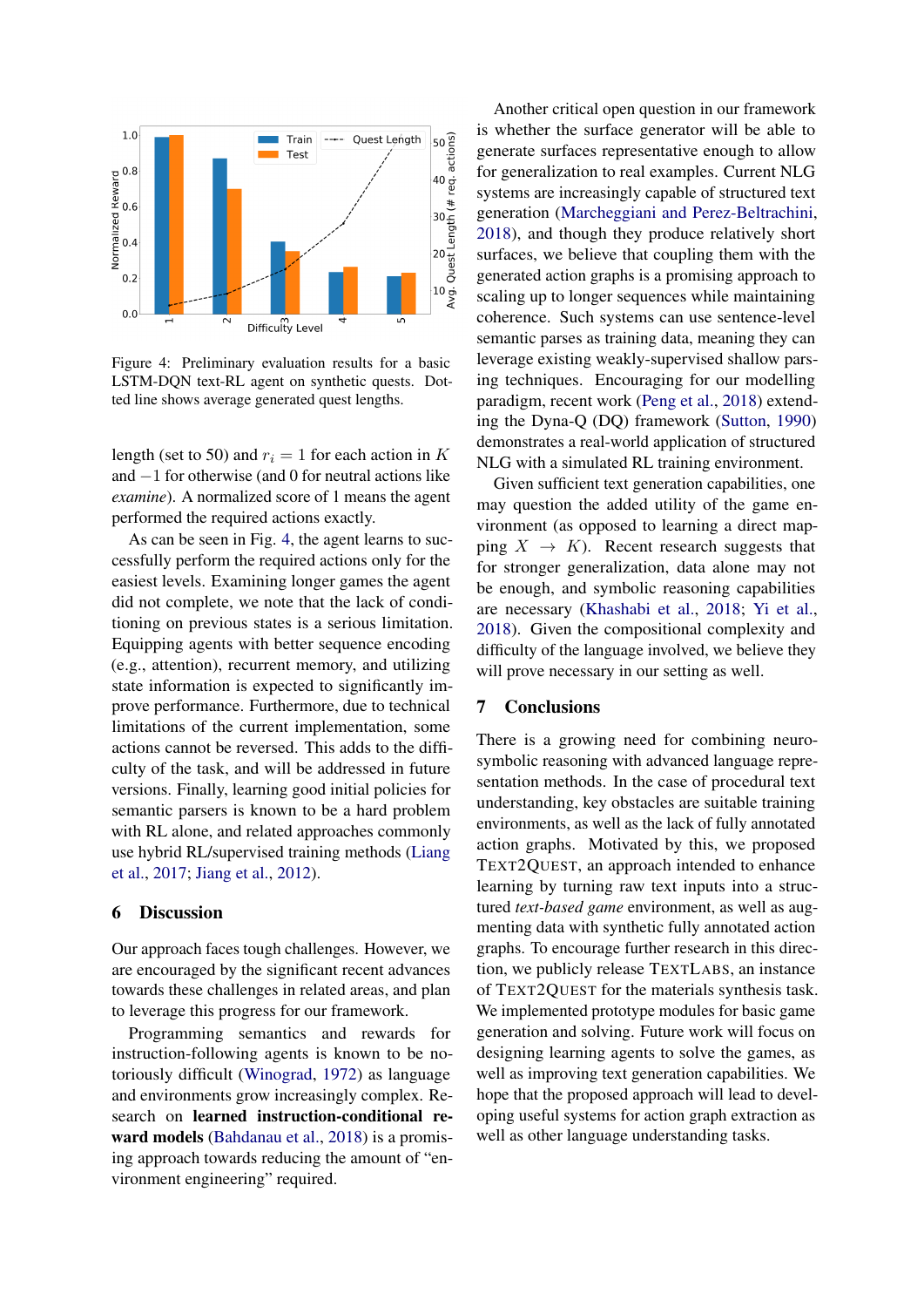Figure 4: Preliminary evaluation results for a basic LSTM-DQN text-RL agent on synthetic quests. Dotted line shows average generated quest lengths.

length (set to 50) and $r_i = 1$ for each action in $K$ and $-1$ for otherwise (and 0 for neutral actions like *examine*). A normalized score of 1 means the agent performed the required actions exactly.

As can be seen in Fig. 4, the agent learns to successfully perform the required actions only for the easiest levels. Examining longer games the agent did not complete, we note that the lack of conditioning on previous states is a serious limitation. Equipping agents with better sequence encoding (e.g., attention), recurrent memory, and utilizing state information is expected to significantly improve performance. Furthermore, due to technical limitations of the current implementation, some actions cannot be reversed. This adds to the difficulty of the task, and will be addressed in future versions. Finally, learning good initial policies for semantic parsers is known to be a hard problem with RL alone, and related approaches commonly use hybrid RL/supervised training methods (Liang et al., 2017; Jiang et al., 2012).

## 6 Discussion

Our approach faces tough challenges. However, we are encouraged by the significant recent advances towards these challenges in related areas, and plan to leverage this progress for our framework.

Programming semantics and rewards for instruction-following agents is known to be notoriously difficult (Winograd, 1972) as language and environments grow increasingly complex. Research on **learned instruction-conditional reward models** (Bahdanau et al., 2018) is a promising approach towards reducing the amount of "environment engineering" required.

Another critical open question in our framework is whether the surface generator will be able to generate surfaces representative enough to allow for generalization to real examples. Current NLG systems are increasingly capable of structured text generation (Marcheggiani and Perez-Beltrachini, 2018), and though they produce relatively short surfaces, we believe that coupling them with the generated action graphs is a promising approach to scaling up to longer sequences while maintaining coherence. Such systems can use sentence-level semantic parses as training data, meaning they can leverage existing weakly-supervised shallow parsing techniques. Encouraging for our modelling paradigm, recent work (Peng et al., 2018) extending the Dyna-Q (DQ) framework (Sutton, 1990) demonstrates a real-world application of structured NLG with a simulated RL training environment.

Given sufficient text generation capabilities, one may question the added utility of the game environment (as opposed to learning a direct mapping $X \rightarrow K$). Recent research suggests that for stronger generalization, data alone may not be enough, and symbolic reasoning capabilities are necessary (Khashabi et al., 2018; Yi et al., 2018). Given the compositional complexity and difficulty of the language involved, we believe they will prove necessary in our setting as well.

## 7 Conclusions

There is a growing need for combining neuro-symbolic reasoning with advanced language representation methods. In the case of procedural text understanding, key obstacles are suitable training environments, as well as the lack of fully annotated action graphs. Motivated by this, we proposed TEXT2QUEST, an approach intended to enhance learning by turning raw text inputs into a structured *text-based game* environment, as well as augmenting data with synthetic fully annotated action graphs. To encourage further research in this direction, we publicly release TEXTLABS, an instance of TEXT2QUEST for the materials synthesis task. We implemented prototype modules for basic game generation and solving. Future work will focus on designing learning agents to solve the games, as well as improving text generation capabilities. We hope that the proposed approach will lead to developing useful systems for action graph extraction as well as other language understanding tasks.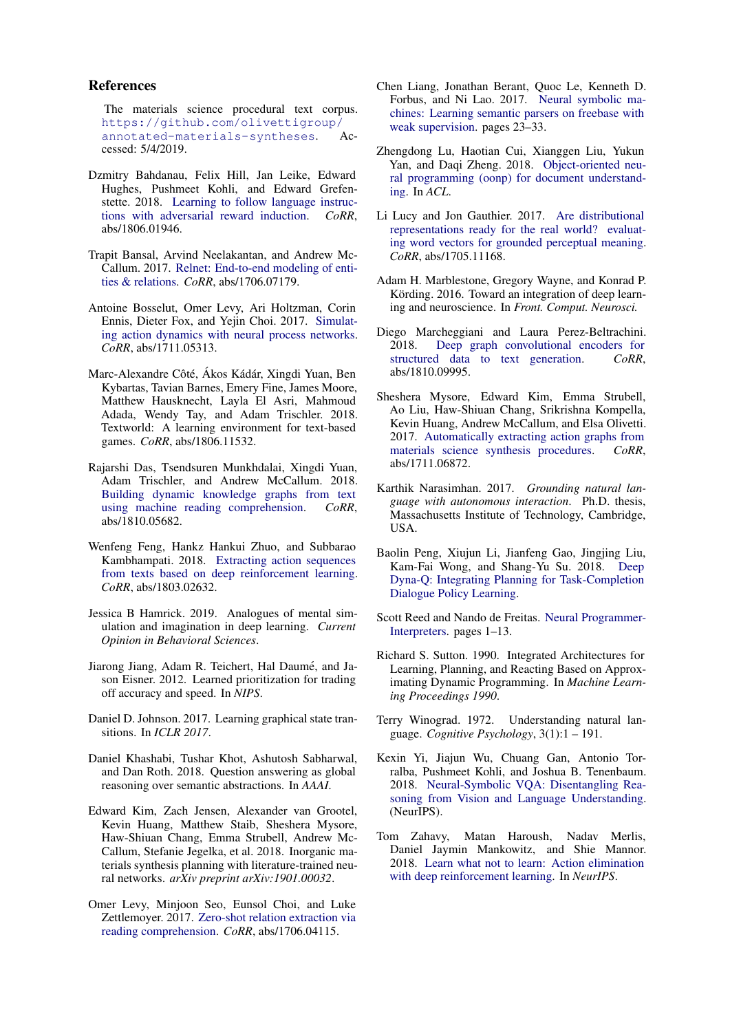## References

The materials science procedural text corpus. https://github.com/olivettigroup/annotated-materials-syntheses. Accessed: 5/4/2019.

Dzmitry Bahdanau, Felix Hill, Jan Leike, Edward Hughes, Pushmeet Kohli, and Edward Grefenstette. 2018. Learning to follow language instructions with adversarial reward induction. *CoRR*, abs/1806.01946.

Trapit Bansal, Arvind Neelakantan, and Andrew McCallum. 2017. Relnet: End-to-end modeling of entities & relations. *CoRR*, abs/1706.07179.

Antoine Bosselut, Omer Levy, Ari Holtzman, Corin Ennis, Dieter Fox, and Yejin Choi. 2017. Simulating action dynamics with neural process networks. *CoRR*, abs/1711.05313.

Marc-Alexandre Côté, Ákos Kádár, Xingdi Yuan, Ben Kybartas, Tavian Barnes, Emery Fine, James Moore, Matthew Hausknecht, Layla El Asri, Mahmoud Adada, Wendy Tay, and Adam Trischler. 2018. Textworld: A learning environment for text-based games. *CoRR*, abs/1806.11532.

Rajarshi Das, Tsendsuren Munkhdalai, Xingdi Yuan, Adam Trischler, and Andrew McCallum. 2018. Building dynamic knowledge graphs from text using machine reading comprehension. *CoRR*, abs/1810.05682.

Wenfeng Feng, Hankz Hankui Zhuo, and Subbarao Kambhampati. 2018. Extracting action sequences from texts based on deep reinforcement learning. *CoRR*, abs/1803.02632.

Jessica B Hamrick. 2019. Analogues of mental simulation and imagination in deep learning. *Current Opinion in Behavioral Sciences*.

Jiarong Jiang, Adam R. Teichert, Hal Daumé, and Jason Eisner. 2012. Learned prioritization for trading off accuracy and speed. In *NIPS*.

Daniel D. Johnson. 2017. Learning graphical state transitions. In *ICLR 2017*.

Daniel Khashabi, Tushar Khot, Ashutosh Sabharwal, and Dan Roth. 2018. Question answering as global reasoning over semantic abstractions. In *AAAI*.

Edward Kim, Zach Jensen, Alexander van Grootel, Kevin Huang, Matthew Staib, Sheshera Mysore, Haw-Shiuan Chang, Emma Strubell, Andrew McCallum, Stefanie Jegelka, et al. 2018. Inorganic materials synthesis planning with literature-trained neural networks. *arXiv preprint arXiv:1901.00032*.

Omer Levy, Minjoon Seo, Eunsol Choi, and Luke Zettlemoyer. 2017. Zero-shot relation extraction via reading comprehension. *CoRR*, abs/1706.04115.

Chen Liang, Jonathan Berant, Quoc Le, Kenneth D. Forbus, and Ni Lao. 2017. Neural symbolic machines: Learning semantic parsers on freebase with weak supervision. pages 23–33.

Zhengdong Lu, Haotian Cui, Xianggen Liu, Yukun Yan, and Daqi Zheng. 2018. Object-oriented neural programming (oonp) for document understanding. In *ACL*.

Li Lucy and Jon Gauthier. 2017. Are distributional representations ready for the real world? evaluating word vectors for grounded perceptual meaning. *CoRR*, abs/1705.11168.

Adam H. Marblestone, Gregory Wayne, and Konrad P. Körding. 2016. Toward an integration of deep learning and neuroscience. In *Front. Comput. Neurosci.*

Diego Marcheggiani and Laura Perez-Beltrachini. 2018. Deep graph convolutional encoders for structured data to text generation. *CoRR*, abs/1810.09995.

Sheshera Mysore, Edward Kim, Emma Strubell, Ao Liu, Haw-Shiuan Chang, Srikrishna Kompella, Kevin Huang, Andrew McCallum, and Elsa Olivetti. 2017. Automatically extracting action graphs from materials science synthesis procedures. *CoRR*, abs/1711.06872.

Karthik Narasimhan. 2017. *Grounding natural language with autonomous interaction*. Ph.D. thesis, Massachusetts Institute of Technology, Cambridge, USA.

Baolin Peng, Xiujun Li, Jianfeng Gao, Jingjing Liu, Kam-Fai Wong, and Shang-Yu Su. 2018. Deep Dyna-Q: Integrating Planning for Task-Completion Dialogue Policy Learning.

Scott Reed and Nando de Freitas. Neural Programmer-Interpreters. pages 1–13.

Richard S. Sutton. 1990. Integrated Architectures for Learning, Planning, and Reacting Based on Approximating Dynamic Programming. In *Machine Learning Proceedings 1990*.

Terry Winograd. 1972. Understanding natural language. *Cognitive Psychology*, 3(1):1 – 191.

Kexin Yi, Jiajun Wu, Chuang Gan, Antonio Torralba, Pushmeet Kohli, and Joshua B. Tenenbaum. 2018. Neural-Symbolic VQA: Disentangling Reasoning from Vision and Language Understanding. (NeurIPS).

Tom Zahavy, Matan Haroush, Nadav Merlis, Daniel Jaymin Mankowitz, and Shie Mannor. 2018. Learn what not to learn: Action elimination with deep reinforcement learning. In *NeurIPS*.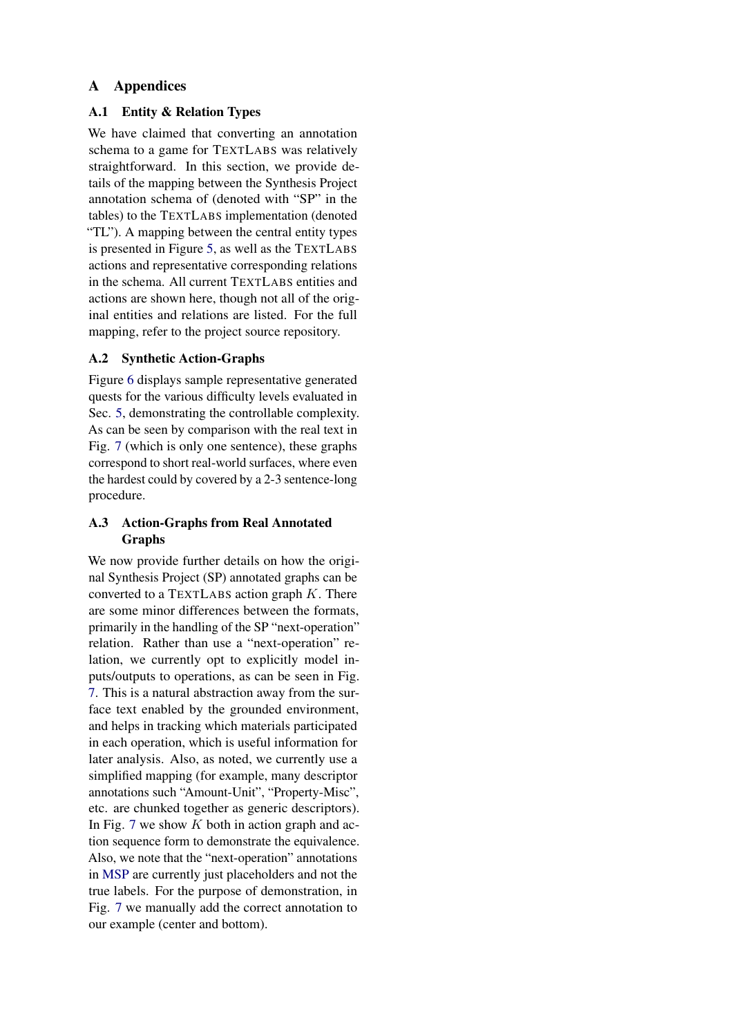# A Appendices

## A.1 Entity & Relation Types

We have claimed that converting an annotation schema to a game for TextLabs was relatively straightforward. In this section, we provide details of the mapping between the Synthesis Project annotation schema of (denoted with "SP" in the tables) to the TextLabs implementation (denoted "TL"). A mapping between the central entity types is presented in Figure 5, as well as the TextLabs actions and representative corresponding relations in the schema. All current TextLabs entities and actions are shown here, though not all of the original entities and relations are listed. For the full mapping, refer to the project source repository.

## A.2 Synthetic Action-Graphs

Figure 6 displays sample representative generated quests for the various difficulty levels evaluated in Sec. 5, demonstrating the controllable complexity. As can be seen by comparison with the real text in Fig. 7 (which is only one sentence), these graphs correspond to short real-world surfaces, where even the hardest could by covered by a 2-3 sentence-long procedure.

## A.3 Action-Graphs from Real Annotated Graphs

We now provide further details on how the original Synthesis Project (SP) annotated graphs can be converted to a TextLabs action graph $K$. There are some minor differences between the formats, primarily in the handling of the SP "next-operation" relation. Rather than use a "next-operation" relation, we currently opt to explicitly model inputs/outputs to operations, as can be seen in Fig. 7. This is a natural abstraction away from the surface text enabled by the grounded environment, and helps in tracking which materials participated in each operation, which is useful information for later analysis. Also, as noted, we currently use a simplified mapping (for example, many descriptor annotations such "Amount-Unit", "Property-Misc", etc. are chunked together as generic descriptors). In Fig. 7 we show $K$ both in action graph and action sequence form to demonstrate the equivalence. Also, we note that the "next-operation" annotations in MSP are currently just placeholders and not the true labels. For the purpose of demonstration, in Fig. 7 we manually add the correct annotation to our example (center and bottom).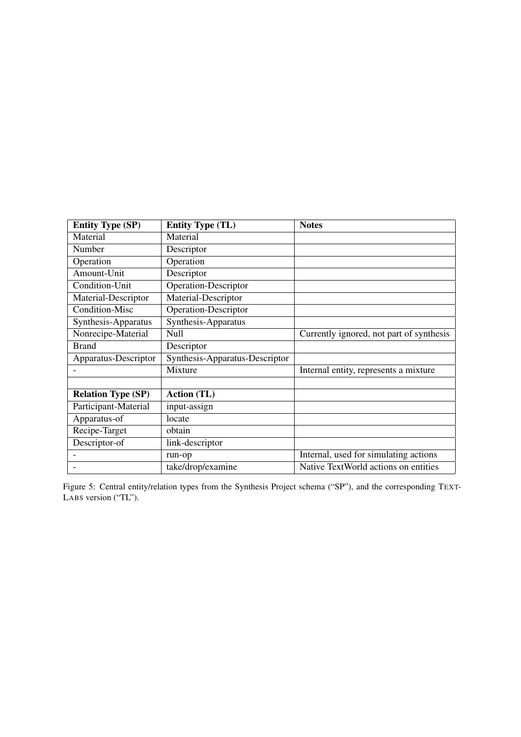| **Entity Type (SP)** | **Entity Type (TL)** | **Notes** |
| --- | --- | --- |
| Material | Material | |
| Number | Descriptor | |
| Operation | Operation | |
| Amount-Unit | Descriptor | |
| Condition-Unit | Operation-Descriptor | |
| Material-Descriptor | Material-Descriptor | |
| Condition-Misc | Operation-Descriptor | |
| Synthesis-Apparatus | Synthesis-Apparatus | |
| Nonrecipe-Material | Null | Currently ignored, not part of synthesis |
| Brand | Descriptor | |
| Apparatus-Descriptor | Synthesis-Apparatus-Descriptor | |
| - | Mixture | Internal entity, represents a mixture |
| | | |
| **Relation Type (SP)** | **Action (TL)** | |
| Participant-Material | input-assign | |
| Apparatus-of | locate | |
| Recipe-Target | obtain | |
| Descriptor-of | link-descriptor | |
| - | run-op | Internal, used for simulating actions |
| - | take/drop/examine | Native TextWorld actions on entities |

Figure 5: Central entity/relation types from the Synthesis Project schema ("SP"), and the corresponding TEXTLABS version ("TL").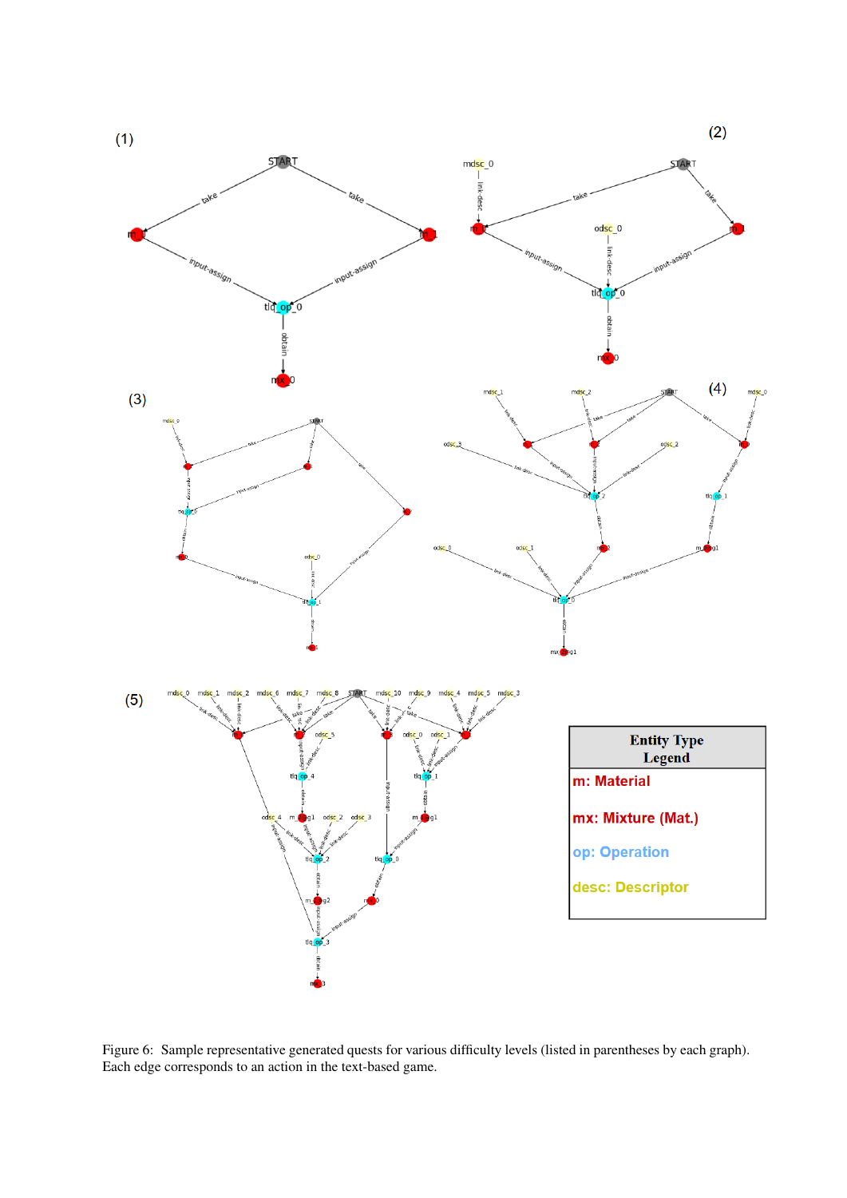Figure 6: Sample representative generated quests for various difficulty levels (listed in parentheses by each graph). Each edge corresponds to an action in the text-based game.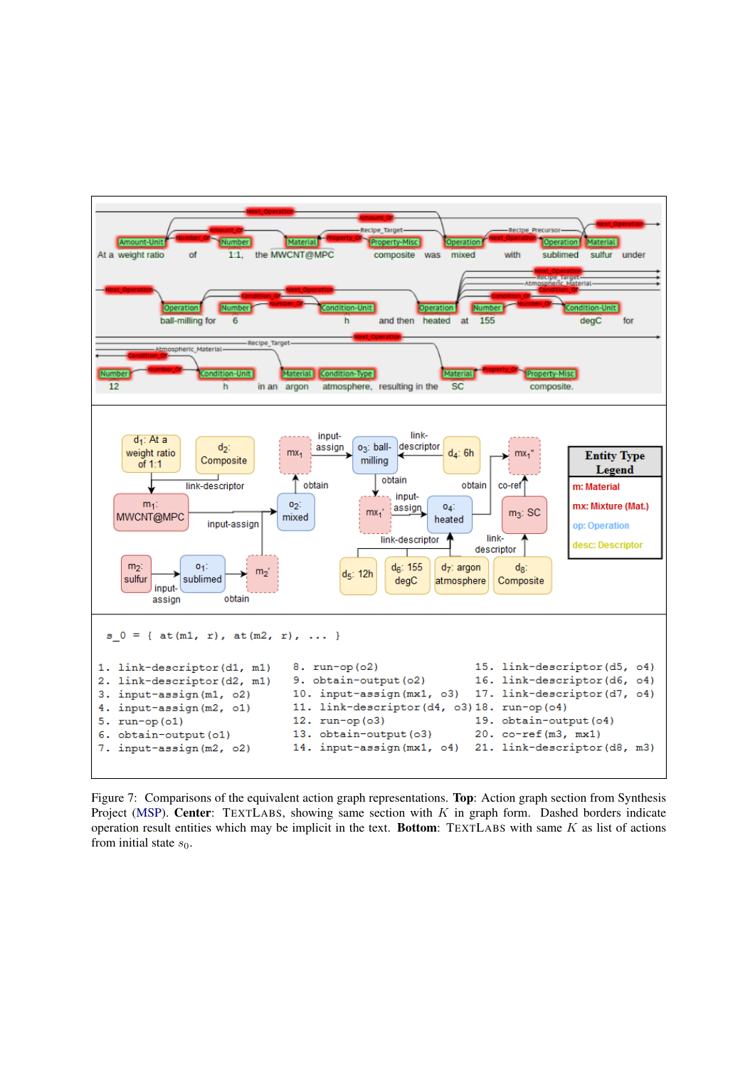```
s_0 = { at(m1, r), at(m2, r), ... }

1. link-descriptor(d1, m1)     8. run-op(o2)                 15. link-descriptor(d5, o4)
2. link-descriptor(d2, m1)     9. obtain-output(o2)          16. link-descriptor(d6, o4)
3. input-assign(m1, o2)        10. input-assign(mx1, o3)     17. link-descriptor(d7, o4)
4. input-assign(m2, o1)        11. link-descriptor(d4, o3)   18. run-op(o4)
5. run-op(o1)                  12. run-op(o3)                19. obtain-output(o4)
6. obtain-output(o1)           13. obtain-output(o3)         20. co-ref(m3, mx1)
7. input-assign(m2, o2)        14. input-assign(mx1, o4)     21. link-descriptor(d8, m3)
```

Figure 7: Comparisons of the equivalent action graph representations. **Top**: Action graph section from Synthesis Project (MSP). **Center**: TEXTLABS, showing same section with $K$ in graph form. Dashed borders indicate operation result entities which may be implicit in the text. **Bottom**: TEXTLABS with same $K$ as list of actions from initial state $s_0$.